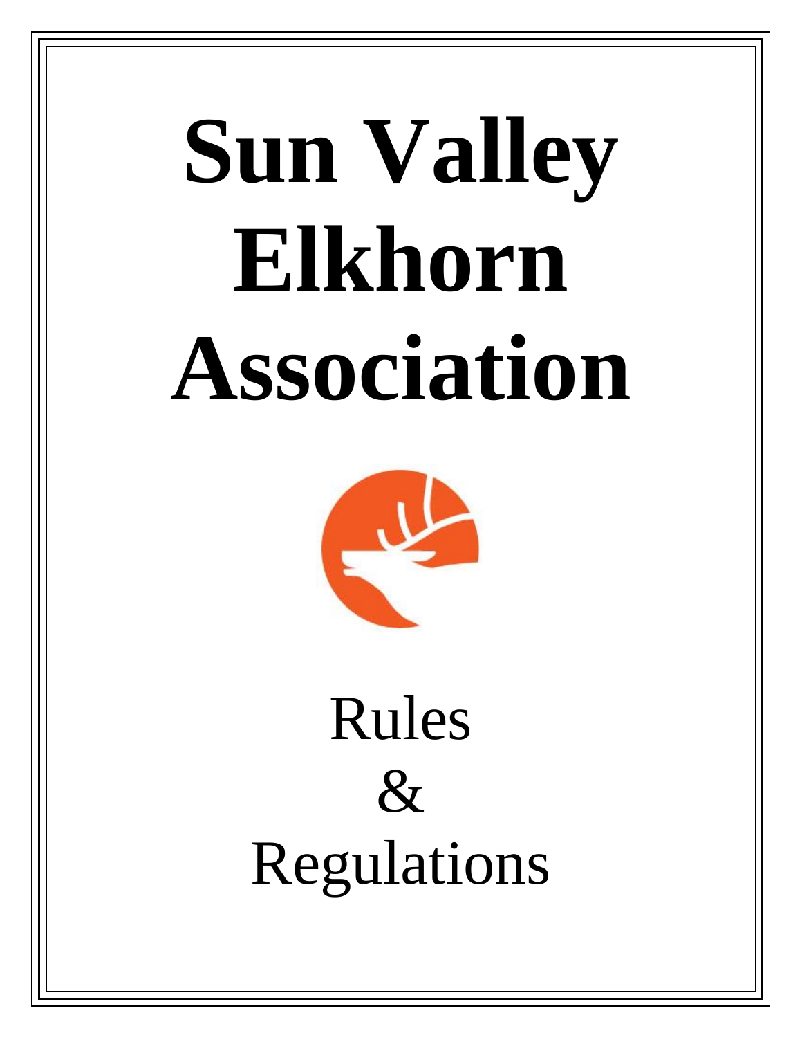# Sun Valley Elkhorn Association

Rules

&

Regulations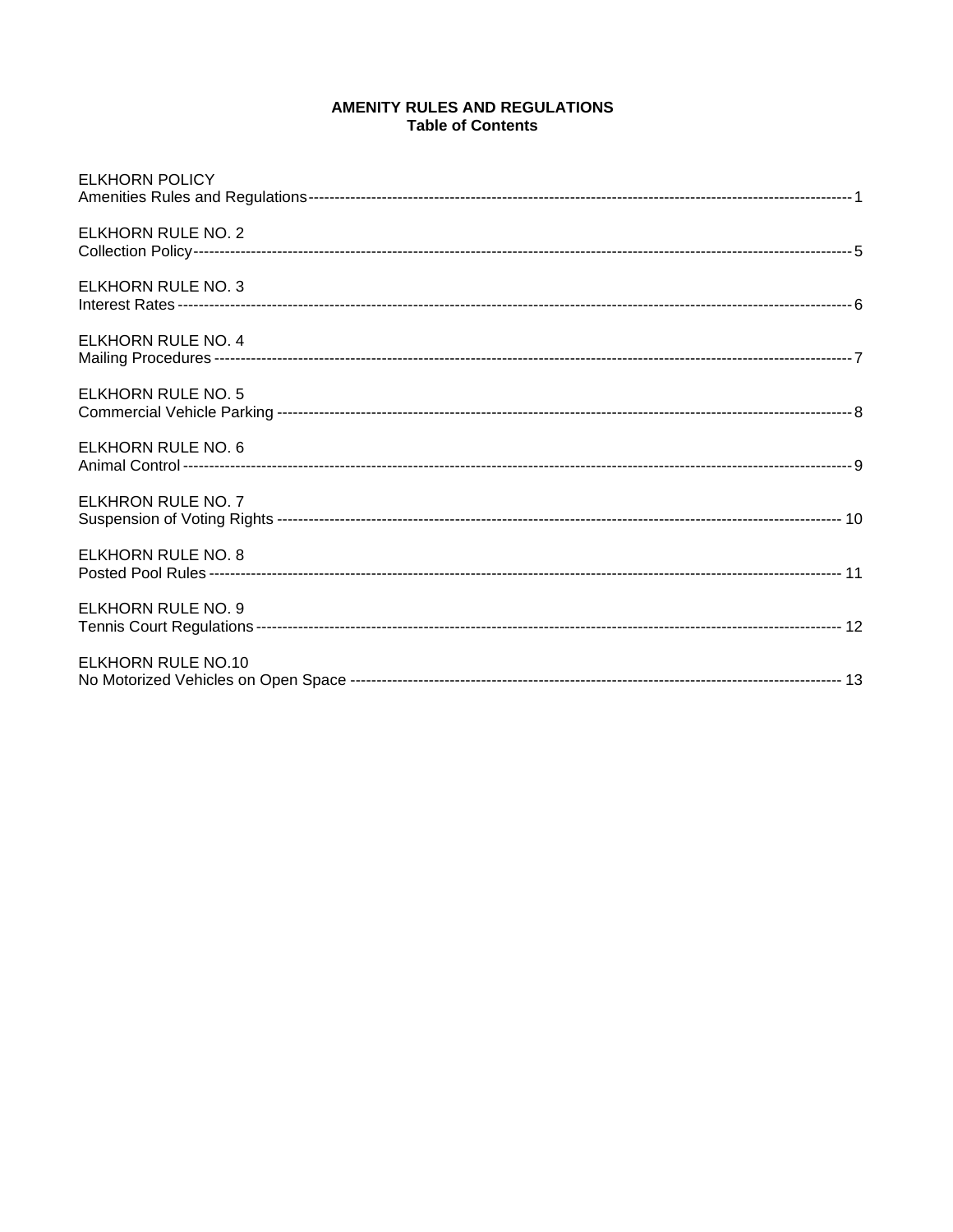# AMENITY RULES AND REGULATIONS
## Table of Contents

ELKHORN POLICY
Amenities Rules and Regulations ---------------------------------------------------------------------------------------------------- 1

ELKHORN RULE NO. 2
Collection Policy ---------------------------------------------------------------------------------------------------------------------- 5

ELKHORN RULE NO. 3
Interest Rates -------------------------------------------------------------------------------------------------------------------------- 6

ELKHORN RULE NO. 4
Mailing Procedures --------------------------------------------------------------------------------------------------------------------- 7

ELKHORN RULE NO. 5
Commercial Vehicle Parking ----------------------------------------------------------------------------------------------------------- 8

ELKHORN RULE NO. 6
Animal Control ------------------------------------------------------------------------------------------------------------------------- 9

ELKHRON RULE NO. 7
Suspension of Voting Rights ---------------------------------------------------------------------------------------------------------- 10

ELKHORN RULE NO. 8
Posted Pool Rules --------------------------------------------------------------------------------------------------------------------- 11

ELKHORN RULE NO. 9
Tennis Court Regulations ------------------------------------------------------------------------------------------------------------- 12

ELKHORN RULE NO.10
No Motorized Vehicles on Open Space ---------------------------------------------------------------------------------------------- 13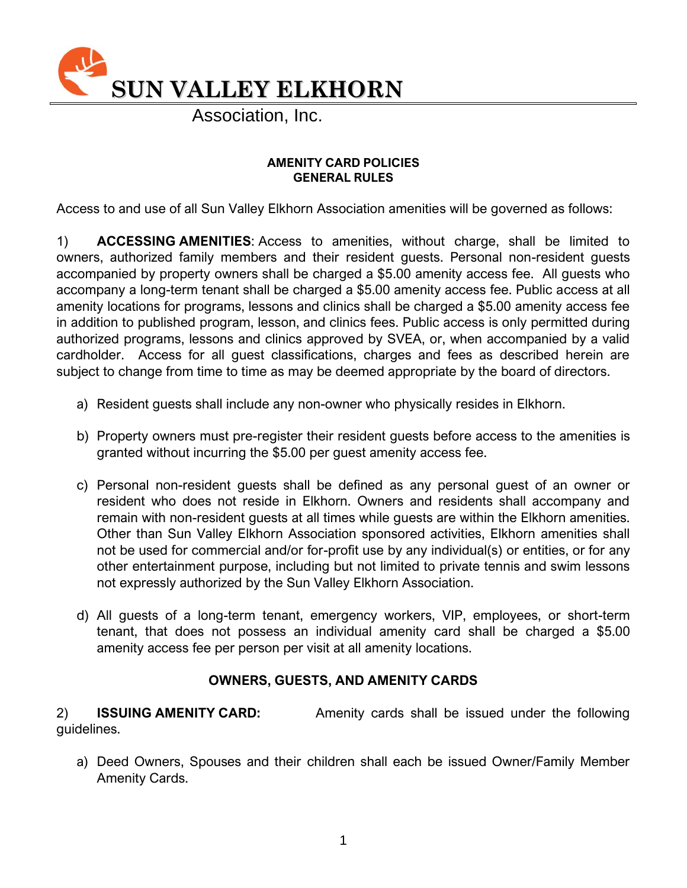# SUN VALLEY ELKHORN

Association, Inc.

**AMENITY CARD POLICIES**
**GENERAL RULES**

Access to and use of all Sun Valley Elkhorn Association amenities will be governed as follows:

1) **ACCESSING AMENITIES**: Access to amenities, without charge, shall be limited to owners, authorized family members and their resident guests. Personal non-resident guests accompanied by property owners shall be charged a $5.00 amenity access fee. All guests who accompany a long-term tenant shall be charged a $5.00 amenity access fee. Public access at all amenity locations for programs, lessons and clinics shall be charged a $5.00 amenity access fee in addition to published program, lesson, and clinics fees. Public access is only permitted during authorized programs, lessons and clinics approved by SVEA, or, when accompanied by a valid cardholder. Access for all guest classifications, charges and fees as described herein are subject to change from time to time as may be deemed appropriate by the board of directors.

a) Resident guests shall include any non-owner who physically resides in Elkhorn.

b) Property owners must pre-register their resident guests before access to the amenities is granted without incurring the $5.00 per guest amenity access fee.

c) Personal non-resident guests shall be defined as any personal guest of an owner or resident who does not reside in Elkhorn. Owners and residents shall accompany and remain with non-resident guests at all times while guests are within the Elkhorn amenities. Other than Sun Valley Elkhorn Association sponsored activities, Elkhorn amenities shall not be used for commercial and/or for-profit use by any individual(s) or entities, or for any other entertainment purpose, including but not limited to private tennis and swim lessons not expressly authorized by the Sun Valley Elkhorn Association.

d) All guests of a long-term tenant, emergency workers, VIP, employees, or short-term tenant, that does not possess an individual amenity card shall be charged a $5.00 amenity access fee per person per visit at all amenity locations.

**OWNERS, GUESTS, AND AMENITY CARDS**

2) **ISSUING AMENITY CARD:** Amenity cards shall be issued under the following guidelines.

a) Deed Owners, Spouses and their children shall each be issued Owner/Family Member Amenity Cards.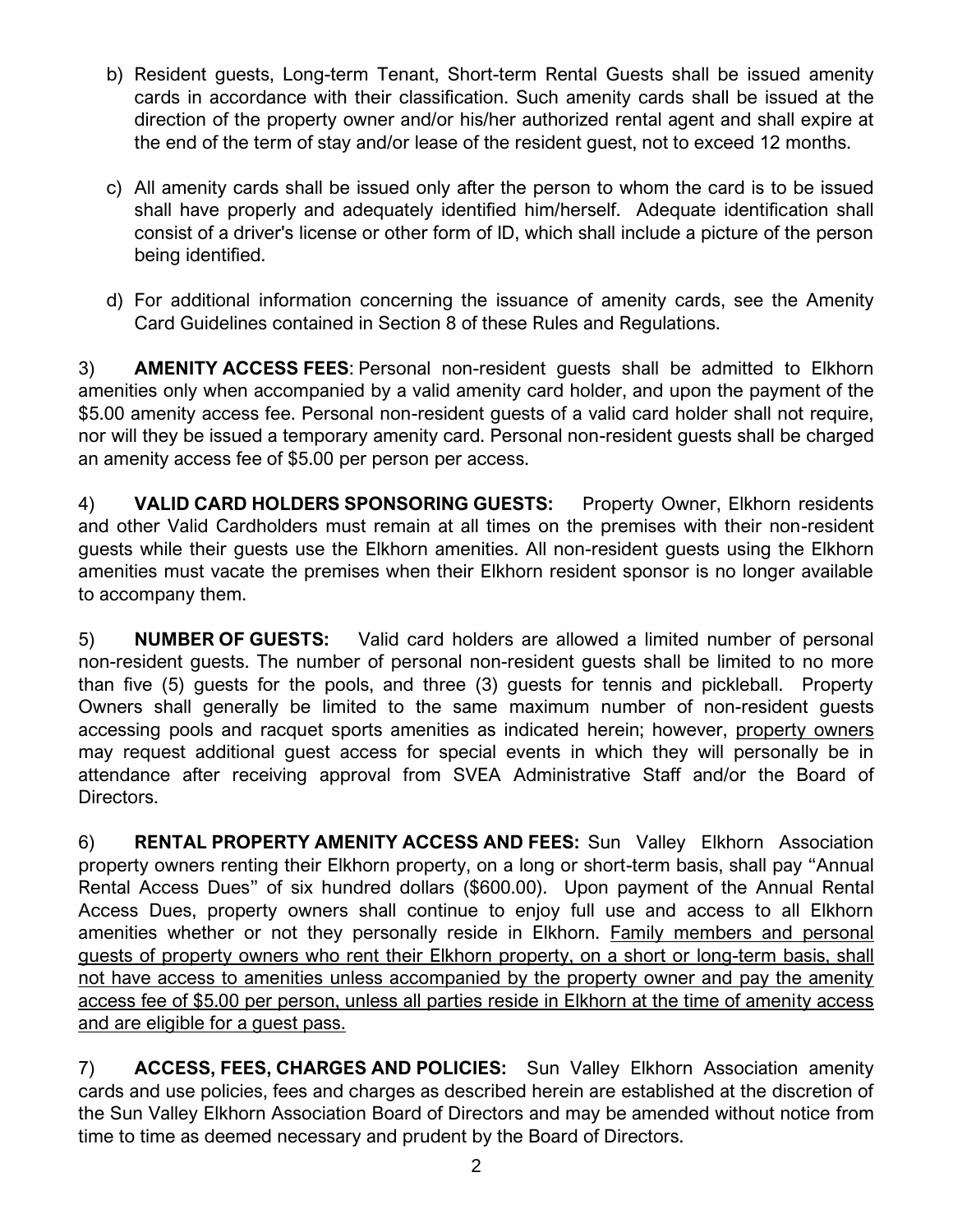b) Resident guests, Long-term Tenant, Short-term Rental Guests shall be issued amenity cards in accordance with their classification. Such amenity cards shall be issued at the direction of the property owner and/or his/her authorized rental agent and shall expire at the end of the term of stay and/or lease of the resident guest, not to exceed 12 months.

c) All amenity cards shall be issued only after the person to whom the card is to be issued shall have properly and adequately identified him/herself. Adequate identification shall consist of a driver's license or other form of ID, which shall include a picture of the person being identified.

d) For additional information concerning the issuance of amenity cards, see the Amenity Card Guidelines contained in Section 8 of these Rules and Regulations.

3) **AMENITY ACCESS FEES**: Personal non-resident guests shall be admitted to Elkhorn amenities only when accompanied by a valid amenity card holder, and upon the payment of the $5.00 amenity access fee. Personal non-resident guests of a valid card holder shall not require, nor will they be issued a temporary amenity card. Personal non-resident guests shall be charged an amenity access fee of $5.00 per person per access.

4) **VALID CARD HOLDERS SPONSORING GUESTS:** Property Owner, Elkhorn residents and other Valid Cardholders must remain at all times on the premises with their non-resident guests while their guests use the Elkhorn amenities. All non-resident guests using the Elkhorn amenities must vacate the premises when their Elkhorn resident sponsor is no longer available to accompany them.

5) **NUMBER OF GUESTS:** Valid card holders are allowed a limited number of personal non-resident guests. The number of personal non-resident guests shall be limited to no more than five (5) guests for the pools, and three (3) guests for tennis and pickleball. Property Owners shall generally be limited to the same maximum number of non-resident guests accessing pools and racquet sports amenities as indicated herein; however, property owners may request additional guest access for special events in which they will personally be in attendance after receiving approval from SVEA Administrative Staff and/or the Board of Directors.

6) **RENTAL PROPERTY AMENITY ACCESS AND FEES:** Sun Valley Elkhorn Association property owners renting their Elkhorn property, on a long or short-term basis, shall pay "Annual Rental Access Dues" of six hundred dollars ($600.00). Upon payment of the Annual Rental Access Dues, property owners shall continue to enjoy full use and access to all Elkhorn amenities whether or not they personally reside in Elkhorn. Family members and personal guests of property owners who rent their Elkhorn property, on a short or long-term basis, shall not have access to amenities unless accompanied by the property owner and pay the amenity access fee of $5.00 per person, unless all parties reside in Elkhorn at the time of amenity access and are eligible for a guest pass.

7) **ACCESS, FEES, CHARGES AND POLICIES:** Sun Valley Elkhorn Association amenity cards and use policies, fees and charges as described herein are established at the discretion of the Sun Valley Elkhorn Association Board of Directors and may be amended without notice from time to time as deemed necessary and prudent by the Board of Directors.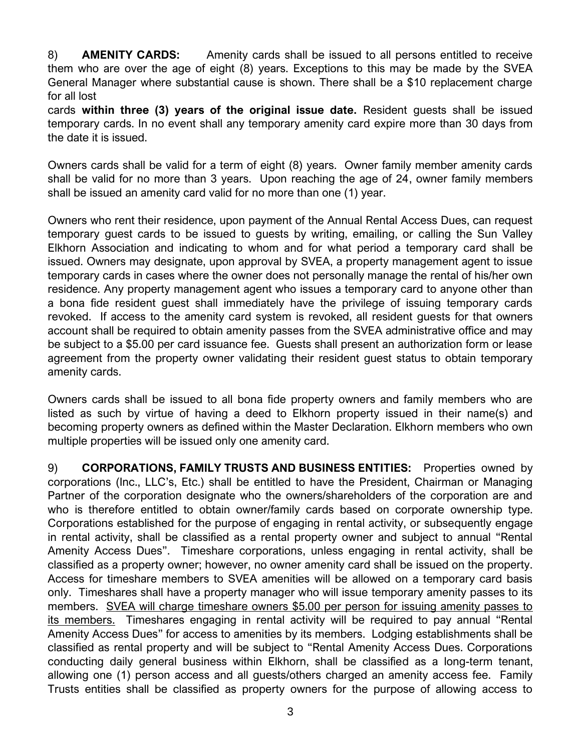8) **AMENITY CARDS:** Amenity cards shall be issued to all persons entitled to receive them who are over the age of eight (8) years. Exceptions to this may be made by the SVEA General Manager where substantial cause is shown. There shall be a $10 replacement charge for all lost cards **within three (3) years of the original issue date.** Resident guests shall be issued temporary cards. In no event shall any temporary amenity card expire more than 30 days from the date it is issued.

Owners cards shall be valid for a term of eight (8) years. Owner family member amenity cards shall be valid for no more than 3 years. Upon reaching the age of 24, owner family members shall be issued an amenity card valid for no more than one (1) year.

Owners who rent their residence, upon payment of the Annual Rental Access Dues, can request temporary guest cards to be issued to guests by writing, emailing, or calling the Sun Valley Elkhorn Association and indicating to whom and for what period a temporary card shall be issued. Owners may designate, upon approval by SVEA, a property management agent to issue temporary cards in cases where the owner does not personally manage the rental of his/her own residence. Any property management agent who issues a temporary card to anyone other than a bona fide resident guest shall immediately have the privilege of issuing temporary cards revoked. If access to the amenity card system is revoked, all resident guests for that owners account shall be required to obtain amenity passes from the SVEA administrative office and may be subject to a $5.00 per card issuance fee. Guests shall present an authorization form or lease agreement from the property owner validating their resident guest status to obtain temporary amenity cards.

Owners cards shall be issued to all bona fide property owners and family members who are listed as such by virtue of having a deed to Elkhorn property issued in their name(s) and becoming property owners as defined within the Master Declaration. Elkhorn members who own multiple properties will be issued only one amenity card.

9) **CORPORATIONS, FAMILY TRUSTS AND BUSINESS ENTITIES:** Properties owned by corporations (Inc., LLC's, Etc.) shall be entitled to have the President, Chairman or Managing Partner of the corporation designate who the owners/shareholders of the corporation are and who is therefore entitled to obtain owner/family cards based on corporate ownership type. Corporations established for the purpose of engaging in rental activity, or subsequently engage in rental activity, shall be classified as a rental property owner and subject to annual "Rental Amenity Access Dues". Timeshare corporations, unless engaging in rental activity, shall be classified as a property owner; however, no owner amenity card shall be issued on the property. Access for timeshare members to SVEA amenities will be allowed on a temporary card basis only. Timeshares shall have a property manager who will issue temporary amenity passes to its members. <u>SVEA will charge timeshare owners $5.00 per person for issuing amenity passes to its members.</u> Timeshares engaging in rental activity will be required to pay annual "Rental Amenity Access Dues" for access to amenities by its members. Lodging establishments shall be classified as rental property and will be subject to "Rental Amenity Access Dues. Corporations conducting daily general business within Elkhorn, shall be classified as a long-term tenant, allowing one (1) person access and all guests/others charged an amenity access fee. Family Trusts entities shall be classified as property owners for the purpose of allowing access to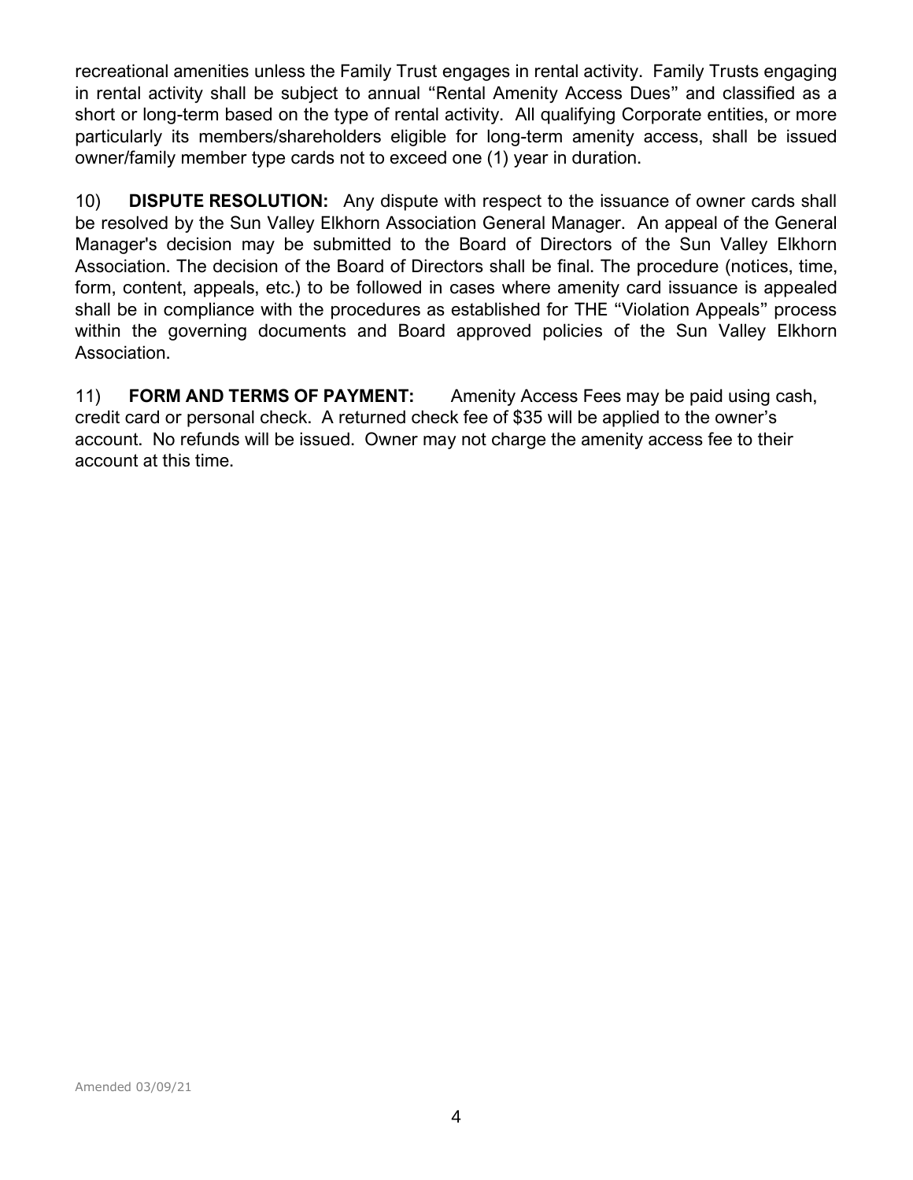recreational amenities unless the Family Trust engages in rental activity. Family Trusts engaging in rental activity shall be subject to annual "Rental Amenity Access Dues" and classified as a short or long-term based on the type of rental activity. All qualifying Corporate entities, or more particularly its members/shareholders eligible for long-term amenity access, shall be issued owner/family member type cards not to exceed one (1) year in duration.

10) **DISPUTE RESOLUTION:** Any dispute with respect to the issuance of owner cards shall be resolved by the Sun Valley Elkhorn Association General Manager. An appeal of the General Manager's decision may be submitted to the Board of Directors of the Sun Valley Elkhorn Association. The decision of the Board of Directors shall be final. The procedure (notices, time, form, content, appeals, etc.) to be followed in cases where amenity card issuance is appealed shall be in compliance with the procedures as established for THE "Violation Appeals" process within the governing documents and Board approved policies of the Sun Valley Elkhorn Association.

11) **FORM AND TERMS OF PAYMENT:** Amenity Access Fees may be paid using cash, credit card or personal check. A returned check fee of $35 will be applied to the owner's account. No refunds will be issued. Owner may not charge the amenity access fee to their account at this time.

Amended 03/09/21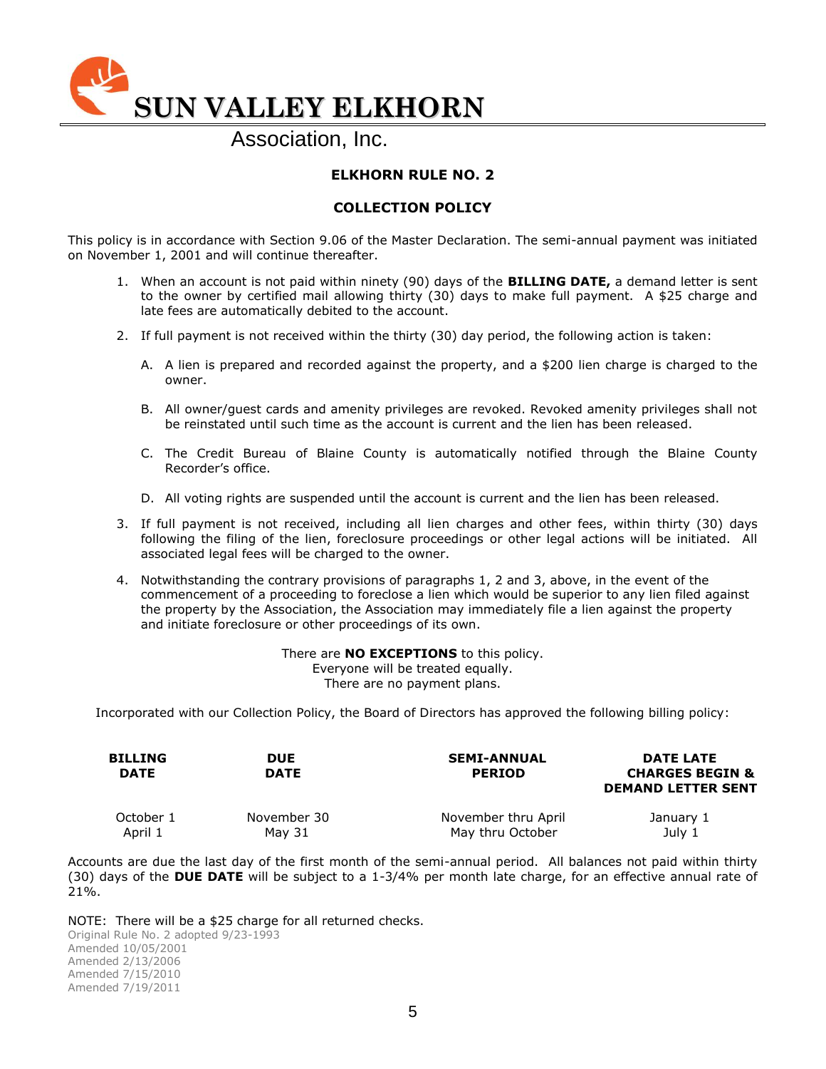# SUN VALLEY ELKHORN

Association, Inc.

## ELKHORN RULE NO. 2

## COLLECTION POLICY

This policy is in accordance with Section 9.06 of the Master Declaration. The semi-annual payment was initiated on November 1, 2001 and will continue thereafter.

1. When an account is not paid within ninety (90) days of the **BILLING DATE,** a demand letter is sent to the owner by certified mail allowing thirty (30) days to make full payment. A $25 charge and late fees are automatically debited to the account.
2. If full payment is not received within the thirty (30) day period, the following action is taken:
   - A. A lien is prepared and recorded against the property, and a $200 lien charge is charged to the owner.
   - B. All owner/guest cards and amenity privileges are revoked. Revoked amenity privileges shall not be reinstated until such time as the account is current and the lien has been released.
   - C. The Credit Bureau of Blaine County is automatically notified through the Blaine County Recorder's office.
   - D. All voting rights are suspended until the account is current and the lien has been released.
3. If full payment is not received, including all lien charges and other fees, within thirty (30) days following the filing of the lien, foreclosure proceedings or other legal actions will be initiated. All associated legal fees will be charged to the owner.
4. Notwithstanding the contrary provisions of paragraphs 1, 2 and 3, above, in the event of the commencement of a proceeding to foreclose a lien which would be superior to any lien filed against the property by the Association, the Association may immediately file a lien against the property and initiate foreclosure or other proceedings of its own.

There are **NO EXCEPTIONS** to this policy.
Everyone will be treated equally.
There are no payment plans.

Incorporated with our Collection Policy, the Board of Directors has approved the following billing policy:

| BILLING DATE | DUE DATE | SEMI-ANNUAL PERIOD | DATE LATE CHARGES BEGIN & DEMAND LETTER SENT |
|---|---|---|---|
| October 1 | November 30 | November thru April | January 1 |
| April 1 | May 31 | May thru October | July 1 |

Accounts are due the last day of the first month of the semi-annual period. All balances not paid within thirty (30) days of the **DUE DATE** will be subject to a 1-3/4% per month late charge, for an effective annual rate of 21%.

NOTE: There will be a $25 charge for all returned checks.

Original Rule No. 2 adopted 9/23-1993
Amended 10/05/2001
Amended 2/13/2006
Amended 7/15/2010
Amended 7/19/2011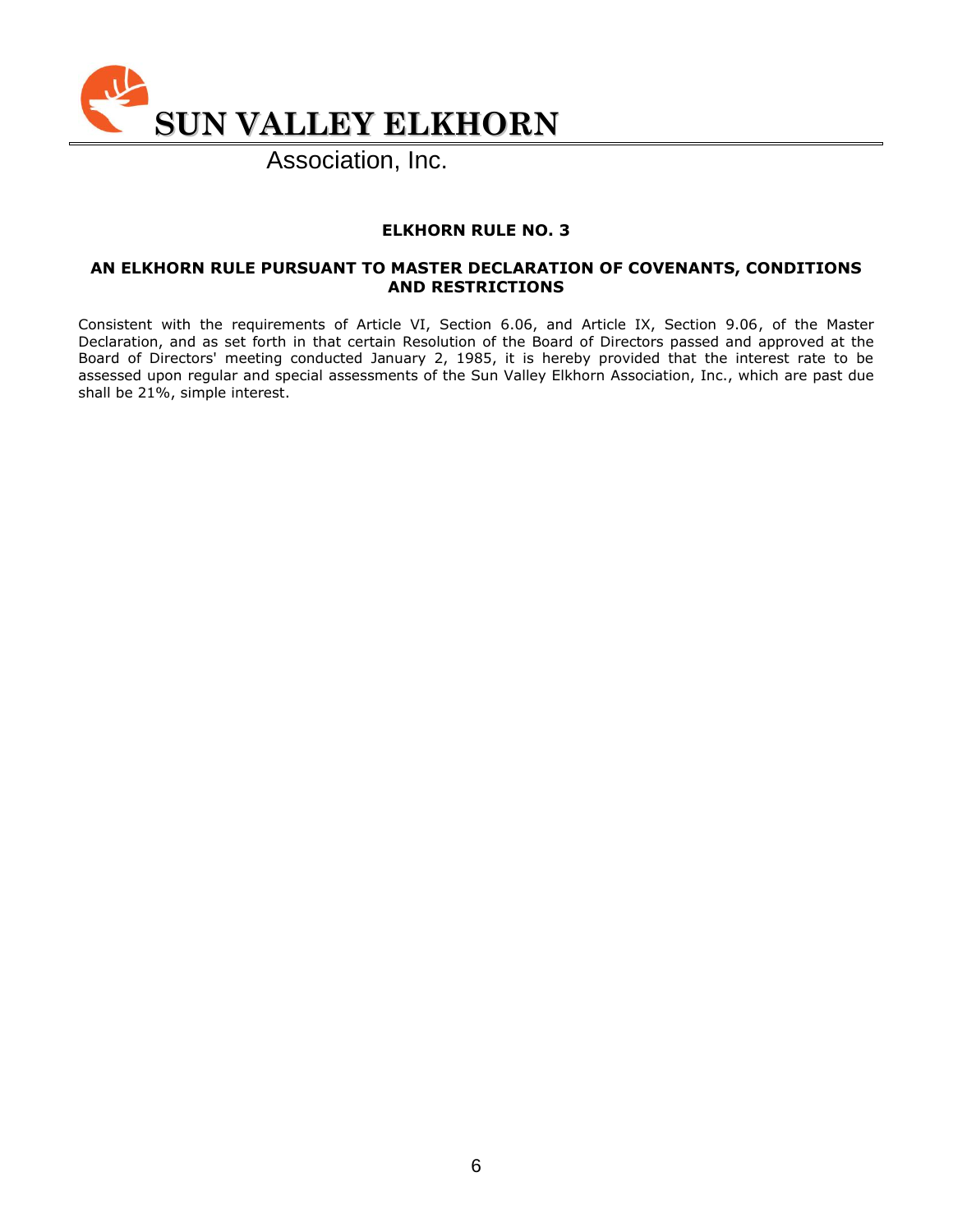**SUN VALLEY ELKHORN**

Association, Inc.

## ELKHORN RULE NO. 3

### AN ELKHORN RULE PURSUANT TO MASTER DECLARATION OF COVENANTS, CONDITIONS AND RESTRICTIONS

Consistent with the requirements of Article VI, Section 6.06, and Article IX, Section 9.06, of the Master Declaration, and as set forth in that certain Resolution of the Board of Directors passed and approved at the Board of Directors' meeting conducted January 2, 1985, it is hereby provided that the interest rate to be assessed upon regular and special assessments of the Sun Valley Elkhorn Association, Inc., which are past due shall be 21%, simple interest.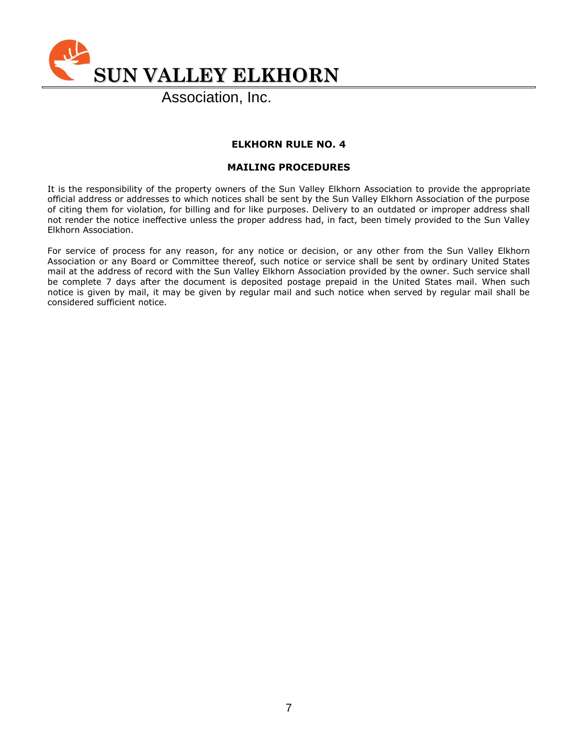# SUN VALLEY ELKHORN

Association, Inc.

## ELKHORN RULE NO. 4

## MAILING PROCEDURES

It is the responsibility of the property owners of the Sun Valley Elkhorn Association to provide the appropriate official address or addresses to which notices shall be sent by the Sun Valley Elkhorn Association of the purpose of citing them for violation, for billing and for like purposes. Delivery to an outdated or improper address shall not render the notice ineffective unless the proper address had, in fact, been timely provided to the Sun Valley Elkhorn Association.

For service of process for any reason, for any notice or decision, or any other from the Sun Valley Elkhorn Association or any Board or Committee thereof, such notice or service shall be sent by ordinary United States mail at the address of record with the Sun Valley Elkhorn Association provided by the owner. Such service shall be complete 7 days after the document is deposited postage prepaid in the United States mail. When such notice is given by mail, it may be given by regular mail and such notice when served by regular mail shall be considered sufficient notice.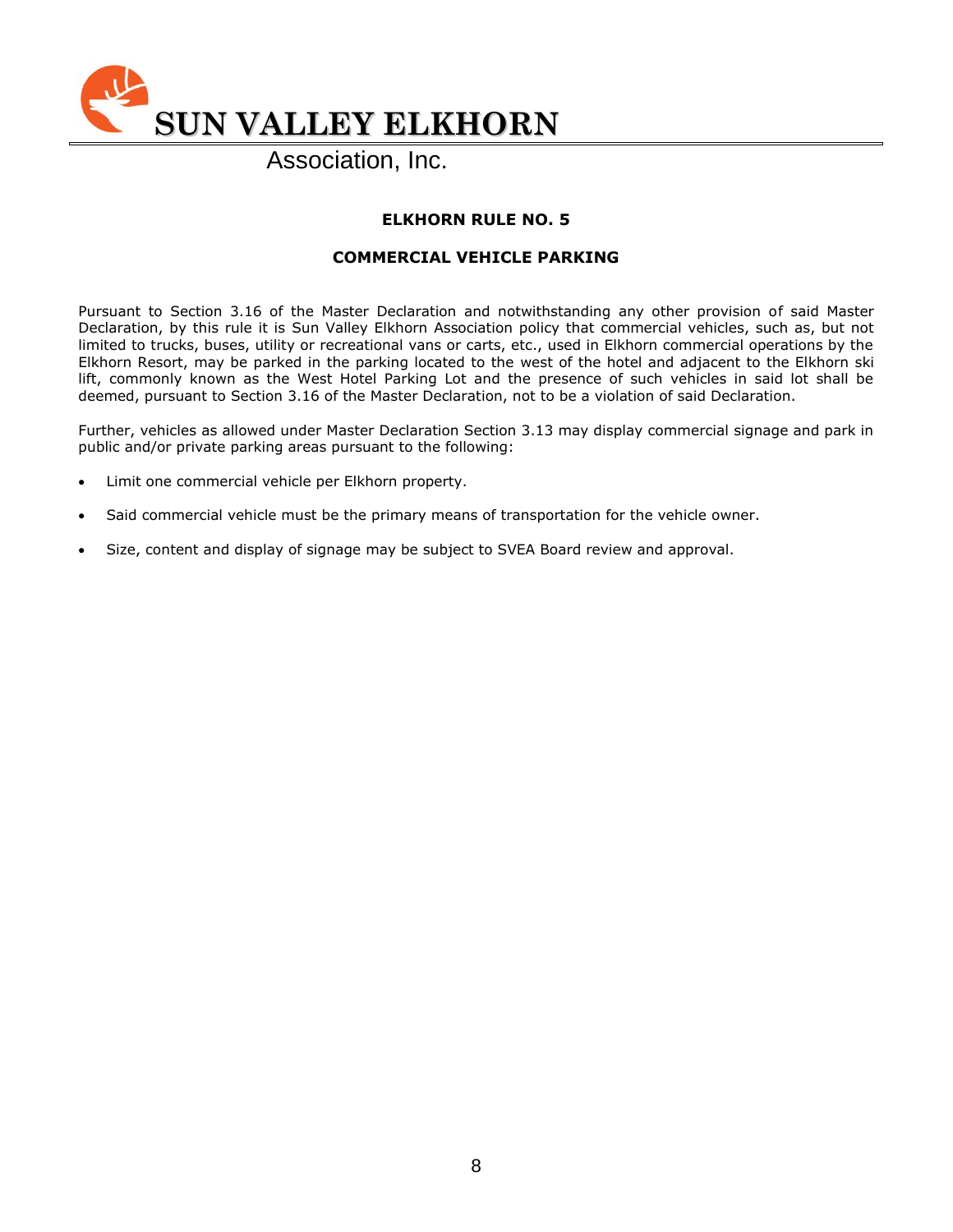# SUN VALLEY ELKHORN

Association, Inc.

## ELKHORN RULE NO. 5

## COMMERCIAL VEHICLE PARKING

Pursuant to Section 3.16 of the Master Declaration and notwithstanding any other provision of said Master Declaration, by this rule it is Sun Valley Elkhorn Association policy that commercial vehicles, such as, but not limited to trucks, buses, utility or recreational vans or carts, etc., used in Elkhorn commercial operations by the Elkhorn Resort, may be parked in the parking located to the west of the hotel and adjacent to the Elkhorn ski lift, commonly known as the West Hotel Parking Lot and the presence of such vehicles in said lot shall be deemed, pursuant to Section 3.16 of the Master Declaration, not to be a violation of said Declaration.

Further, vehicles as allowed under Master Declaration Section 3.13 may display commercial signage and park in public and/or private parking areas pursuant to the following:

- Limit one commercial vehicle per Elkhorn property.
- Said commercial vehicle must be the primary means of transportation for the vehicle owner.
- Size, content and display of signage may be subject to SVEA Board review and approval.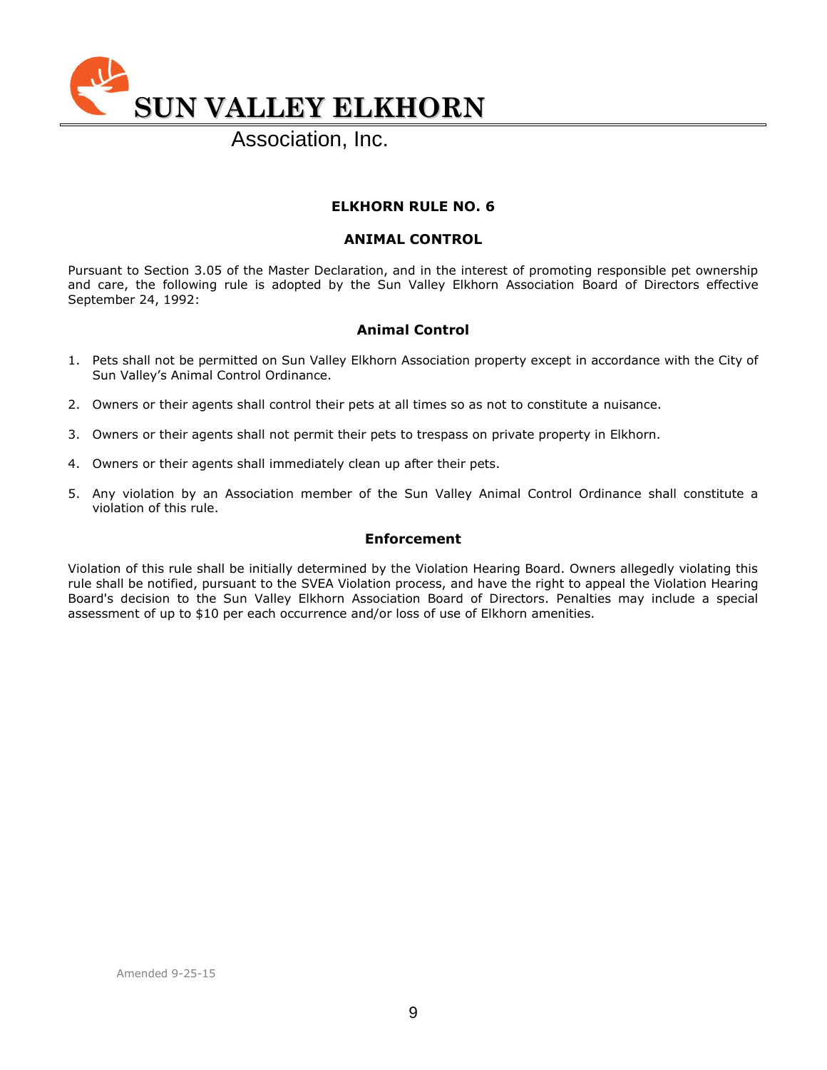# SUN VALLEY ELKHORN

Association, Inc.

## ELKHORN RULE NO. 6

## ANIMAL CONTROL

Pursuant to Section 3.05 of the Master Declaration, and in the interest of promoting responsible pet ownership and care, the following rule is adopted by the Sun Valley Elkhorn Association Board of Directors effective September 24, 1992:

### Animal Control

1. Pets shall not be permitted on Sun Valley Elkhorn Association property except in accordance with the City of Sun Valley's Animal Control Ordinance.
2. Owners or their agents shall control their pets at all times so as not to constitute a nuisance.
3. Owners or their agents shall not permit their pets to trespass on private property in Elkhorn.
4. Owners or their agents shall immediately clean up after their pets.
5. Any violation by an Association member of the Sun Valley Animal Control Ordinance shall constitute a violation of this rule.

### Enforcement

Violation of this rule shall be initially determined by the Violation Hearing Board. Owners allegedly violating this rule shall be notified, pursuant to the SVEA Violation process, and have the right to appeal the Violation Hearing Board's decision to the Sun Valley Elkhorn Association Board of Directors. Penalties may include a special assessment of up to $10 per each occurrence and/or loss of use of Elkhorn amenities.

Amended 9-25-15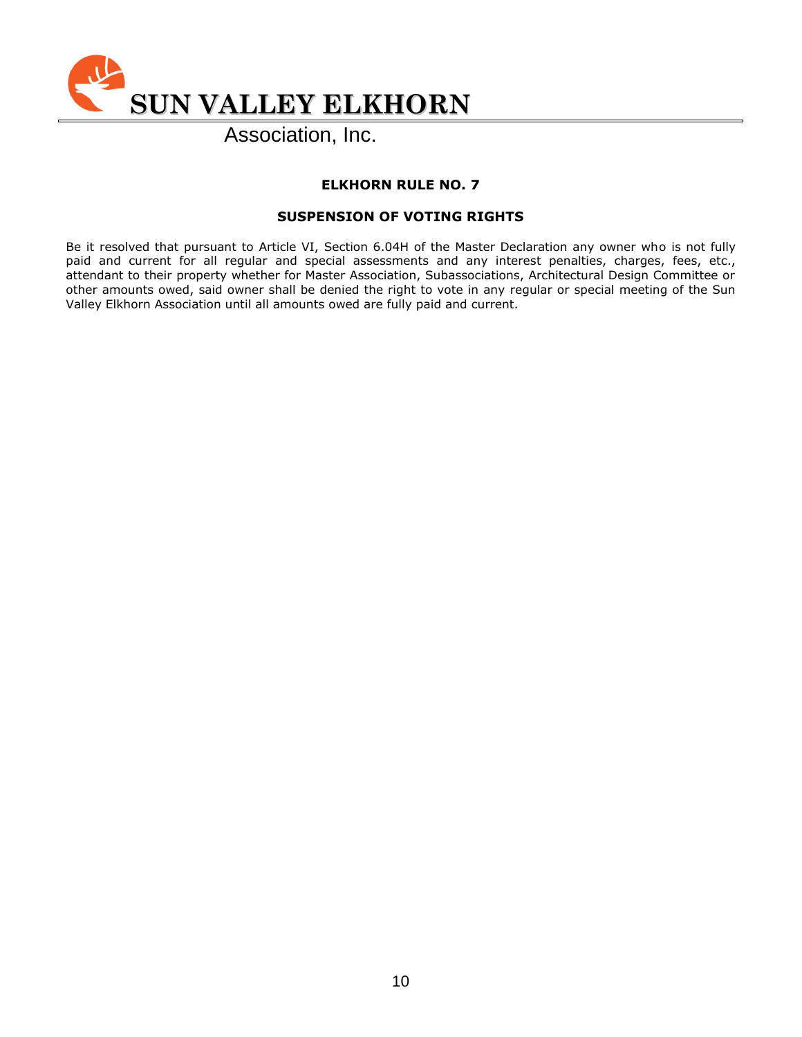# SUN VALLEY ELKHORN

Association, Inc.

## ELKHORN RULE NO. 7

## SUSPENSION OF VOTING RIGHTS

Be it resolved that pursuant to Article VI, Section 6.04H of the Master Declaration any owner who is not fully paid and current for all regular and special assessments and any interest penalties, charges, fees, etc., attendant to their property whether for Master Association, Subassociations, Architectural Design Committee or other amounts owed, said owner shall be denied the right to vote in any regular or special meeting of the Sun Valley Elkhorn Association until all amounts owed are fully paid and current.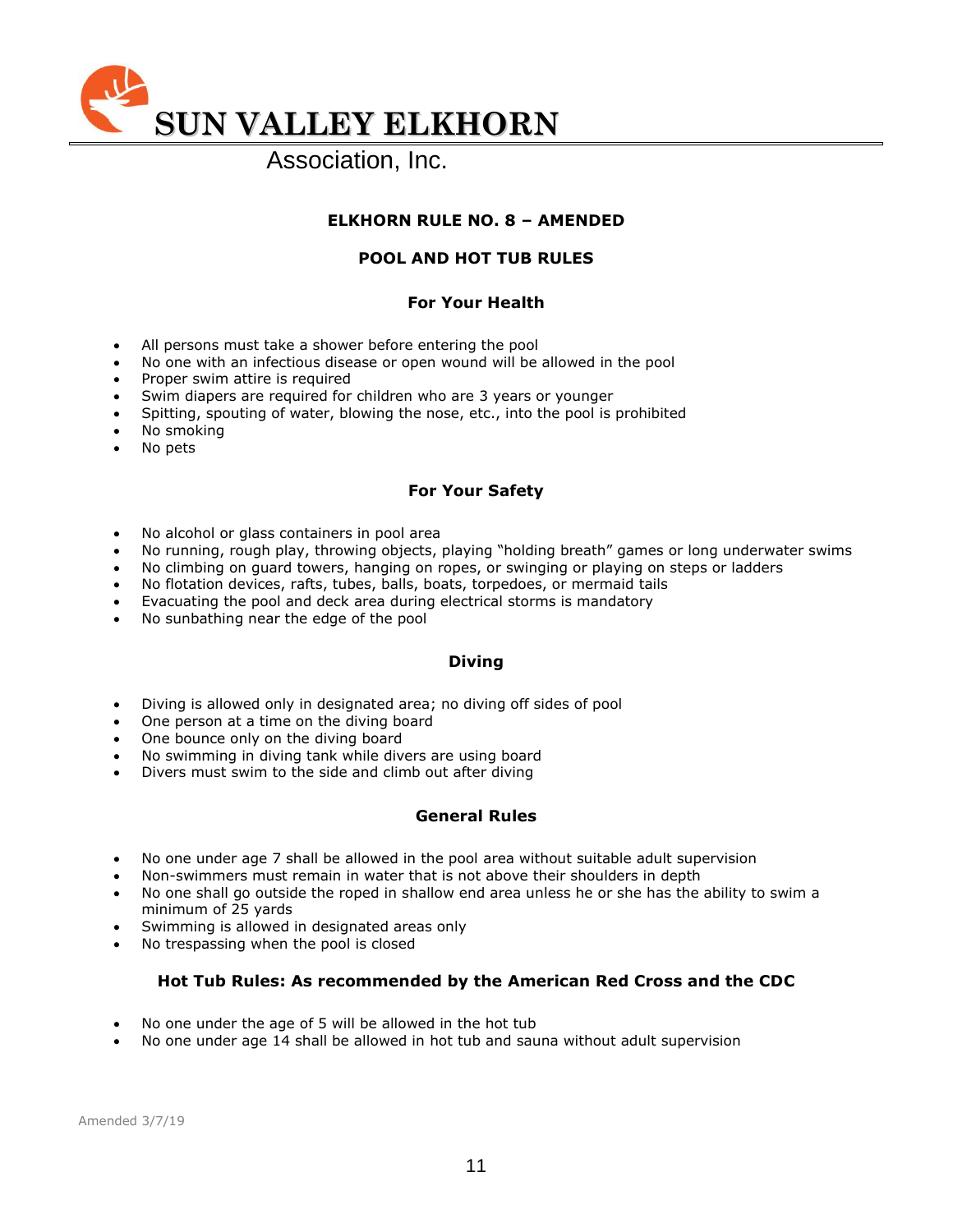# SUN VALLEY ELKHORN

Association, Inc.

## ELKHORN RULE NO. 8 – AMENDED

## POOL AND HOT TUB RULES

### For Your Health

- All persons must take a shower before entering the pool
- No one with an infectious disease or open wound will be allowed in the pool
- Proper swim attire is required
- Swim diapers are required for children who are 3 years or younger
- Spitting, spouting of water, blowing the nose, etc., into the pool is prohibited
- No smoking
- No pets

### For Your Safety

- No alcohol or glass containers in pool area
- No running, rough play, throwing objects, playing "holding breath" games or long underwater swims
- No climbing on guard towers, hanging on ropes, or swinging or playing on steps or ladders
- No flotation devices, rafts, tubes, balls, boats, torpedoes, or mermaid tails
- Evacuating the pool and deck area during electrical storms is mandatory
- No sunbathing near the edge of the pool

### Diving

- Diving is allowed only in designated area; no diving off sides of pool
- One person at a time on the diving board
- One bounce only on the diving board
- No swimming in diving tank while divers are using board
- Divers must swim to the side and climb out after diving

### General Rules

- No one under age 7 shall be allowed in the pool area without suitable adult supervision
- Non-swimmers must remain in water that is not above their shoulders in depth
- No one shall go outside the roped in shallow end area unless he or she has the ability to swim a minimum of 25 yards
- Swimming is allowed in designated areas only
- No trespassing when the pool is closed

### Hot Tub Rules: As recommended by the American Red Cross and the CDC

- No one under the age of 5 will be allowed in the hot tub
- No one under age 14 shall be allowed in hot tub and sauna without adult supervision

Amended 3/7/19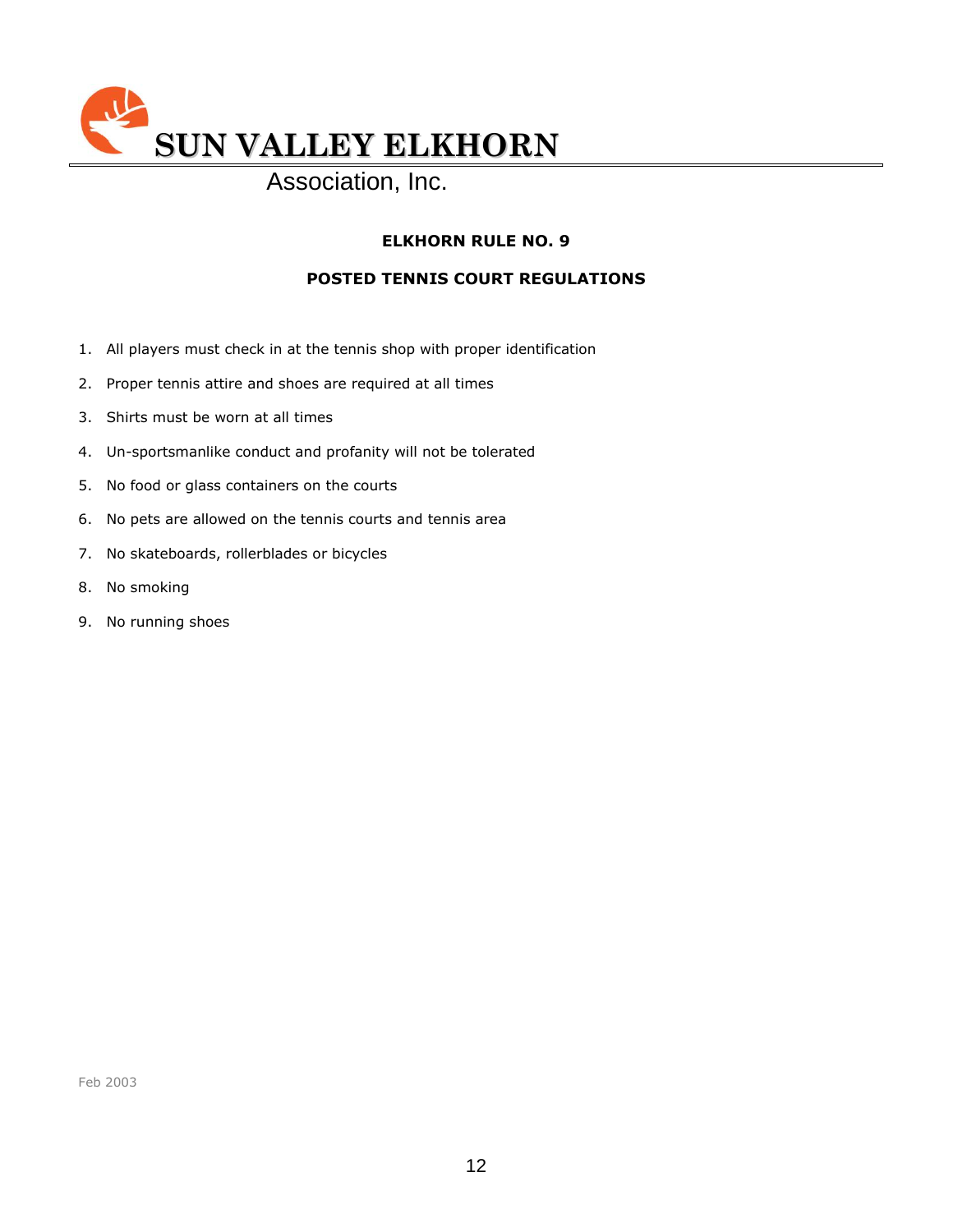# SUN VALLEY ELKHORN

Association, Inc.

**ELKHORN RULE NO. 9**

**POSTED TENNIS COURT REGULATIONS**

1. All players must check in at the tennis shop with proper identification
2. Proper tennis attire and shoes are required at all times
3. Shirts must be worn at all times
4. Un-sportsmanlike conduct and profanity will not be tolerated
5. No food or glass containers on the courts
6. No pets are allowed on the tennis courts and tennis area
7. No skateboards, rollerblades or bicycles
8. No smoking
9. No running shoes

Feb 2003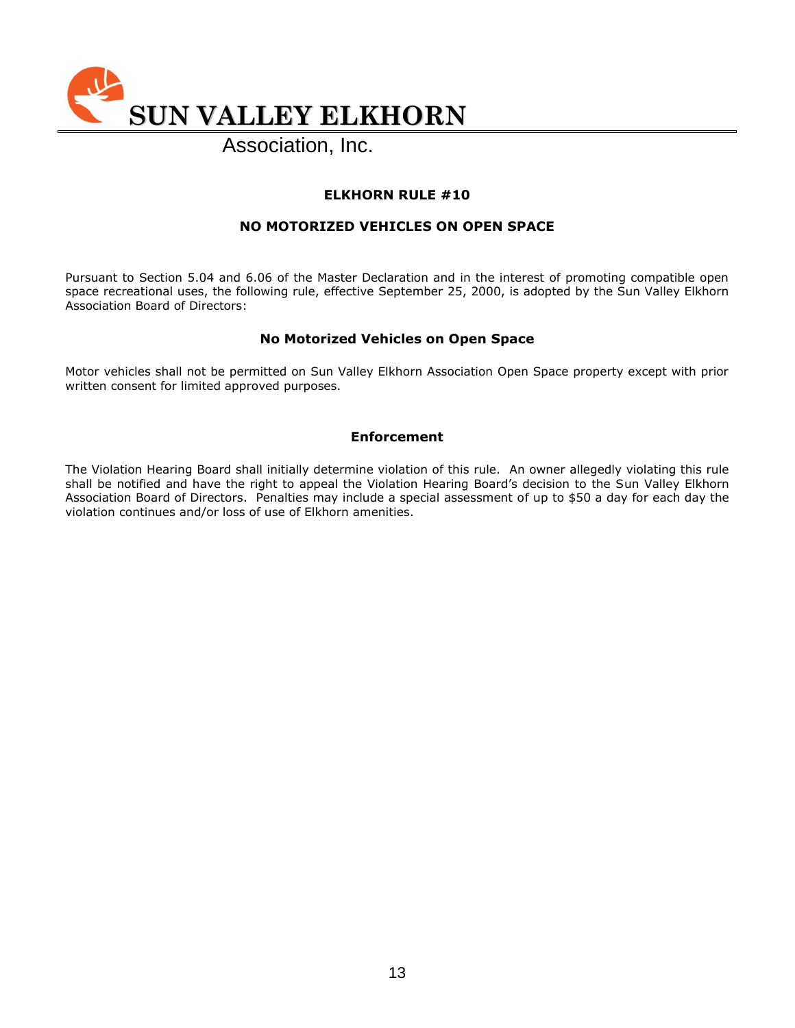# SUN VALLEY ELKHORN

Association, Inc.

## ELKHORN RULE #10

## NO MOTORIZED VEHICLES ON OPEN SPACE

Pursuant to Section 5.04 and 6.06 of the Master Declaration and in the interest of promoting compatible open space recreational uses, the following rule, effective September 25, 2000, is adopted by the Sun Valley Elkhorn Association Board of Directors:

### No Motorized Vehicles on Open Space

Motor vehicles shall not be permitted on Sun Valley Elkhorn Association Open Space property except with prior written consent for limited approved purposes.

### Enforcement

The Violation Hearing Board shall initially determine violation of this rule. An owner allegedly violating this rule shall be notified and have the right to appeal the Violation Hearing Board's decision to the Sun Valley Elkhorn Association Board of Directors. Penalties may include a special assessment of up to $50 a day for each day the violation continues and/or loss of use of Elkhorn amenities.